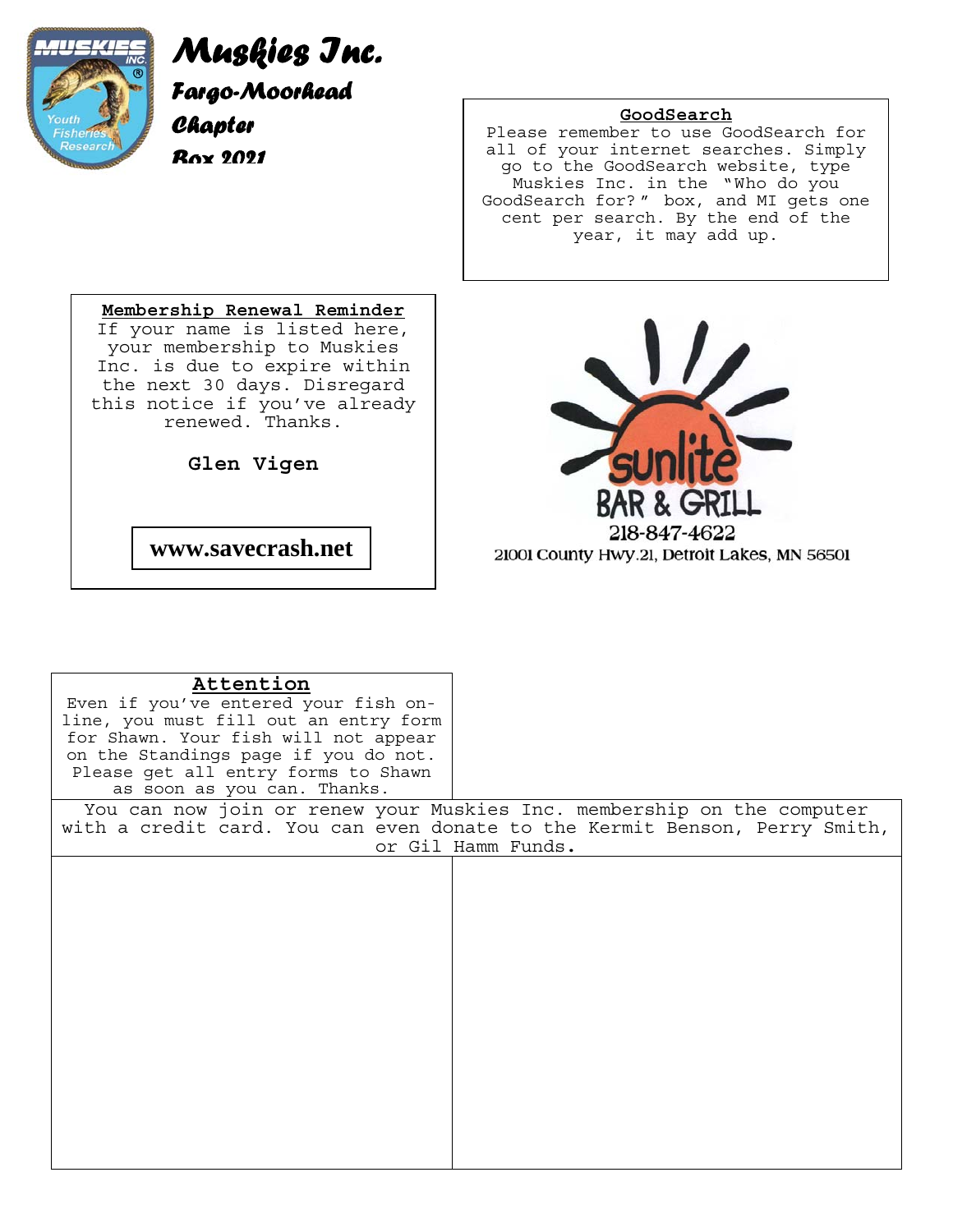# Muskies Inc.

## Fargo-Moorhead Chapter

Box 2021

**GoodSearch**

Please remember to use GoodSearch for all of your internet searches. Simply go to the GoodSearch website, type Muskies Inc. in the "Who do you GoodSearch for?" box, and MI gets one cent per search. By the end of the year, it may add up.

**Membership Renewal Reminder**

If your name is listed here, your membership to Muskies Inc. is due to expire within the next 30 days. Disregard this notice if you've already renewed. Thanks.

**Glen Vigen**

**www.savecrash.net**

sunlite BAR & GRILL
218-847-4622
21001 County Hwy.21, Detroit Lakes, MN 56501

**Attention**

Even if you've entered your fish on-line, you must fill out an entry form for Shawn. Your fish will not appear on the Standings page if you do not. Please get all entry forms to Shawn as soon as you can. Thanks.

You can now join or renew your Muskies Inc. membership on the computer with a credit card. You can even donate to the Kermit Benson, Perry Smith, or Gil Hamm Funds.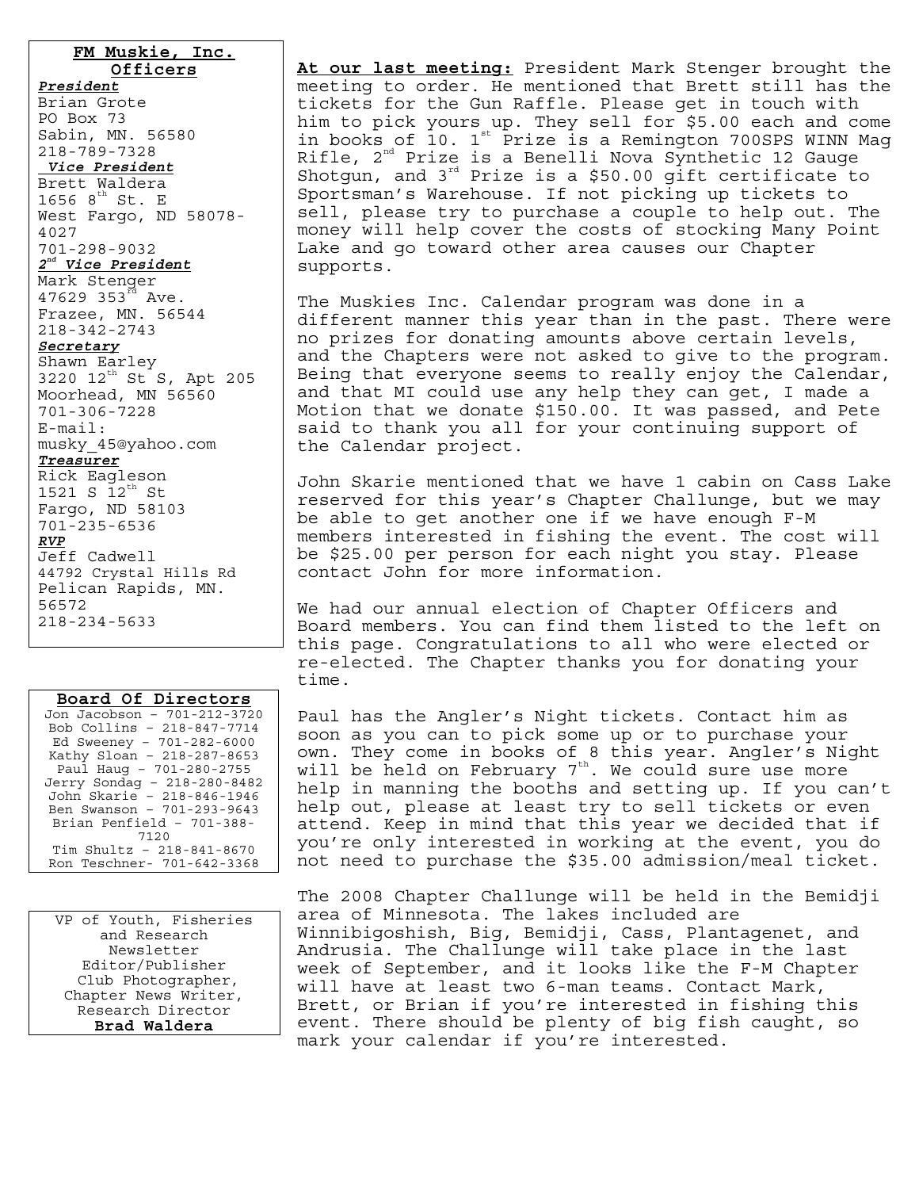**FM Muskie, Inc. Officers**

***President***
Brian Grote
PO Box 73
Sabin, MN. 56580
218-789-7328

***Vice President***
Brett Waldera
1656 8th St. E
West Fargo, ND 58078-4027
701-298-9032

***2nd Vice President***
Mark Stenger
47629 353rd Ave.
Frazee, MN. 56544
218-342-2743

***Secretary***
Shawn Earley
3220 12th St S, Apt 205
Moorhead, MN 56560
701-306-7228
E-mail:
musky_45@yahoo.com

***Treasurer***
Rick Eagleson
1521 S 12th St
Fargo, ND 58103
701-235-6536

***RVP***
Jeff Cadwell
44792 Crystal Hills Rd
Pelican Rapids, MN.
56572
218-234-5633

**Board Of Directors**

Jon Jacobson – 701-212-3720
Bob Collins – 218-847-7714
Ed Sweeney – 701-282-6000
Kathy Sloan – 218-287-8653
Paul Haug – 701-280-2755
Jerry Sondag – 218-280-8482
John Skarie – 218-846-1946
Ben Swanson – 701-293-9643
Brian Penfield – 701-388-7120
Tim Shultz – 218-841-8670
Ron Teschner- 701-642-3368

VP of Youth, Fisheries and Research
Newsletter Editor/Publisher
Club Photographer,
Chapter News Writer,
Research Director
**Brad Waldera**

**At our last meeting:** President Mark Stenger brought the meeting to order. He mentioned that Brett still has the tickets for the Gun Raffle. Please get in touch with him to pick yours up. They sell for $5.00 each and come in books of 10. 1st Prize is a Remington 700SPS WINN Mag Rifle, 2nd Prize is a Benelli Nova Synthetic 12 Gauge Shotgun, and 3rd Prize is a $50.00 gift certificate to Sportsman's Warehouse. If not picking up tickets to sell, please try to purchase a couple to help out. The money will help cover the costs of stocking Many Point Lake and go toward other area causes our Chapter supports.

The Muskies Inc. Calendar program was done in a different manner this year than in the past. There were no prizes for donating amounts above certain levels, and the Chapters were not asked to give to the program. Being that everyone seems to really enjoy the Calendar, and that MI could use any help they can get, I made a Motion that we donate $150.00. It was passed, and Pete said to thank you all for your continuing support of the Calendar project.

John Skarie mentioned that we have 1 cabin on Cass Lake reserved for this year's Chapter Challunge, but we may be able to get another one if we have enough F-M members interested in fishing the event. The cost will be $25.00 per person for each night you stay. Please contact John for more information.

We had our annual election of Chapter Officers and Board members. You can find them listed to the left on this page. Congratulations to all who were elected or re-elected. The Chapter thanks you for donating your time.

Paul has the Angler's Night tickets. Contact him as soon as you can to pick some up or to purchase your own. They come in books of 8 this year. Angler's Night will be held on February 7th. We could sure use more help in manning the booths and setting up. If you can't help out, please at least try to sell tickets or even attend. Keep in mind that this year we decided that if you're only interested in working at the event, you do not need to purchase the $35.00 admission/meal ticket.

The 2008 Chapter Challunge will be held in the Bemidji area of Minnesota. The lakes included are Winnibigoshish, Big, Bemidji, Cass, Plantagenet, and Andrusia. The Challunge will take place in the last week of September, and it looks like the F-M Chapter will have at least two 6-man teams. Contact Mark, Brett, or Brian if you're interested in fishing this event. There should be plenty of big fish caught, so mark your calendar if you're interested.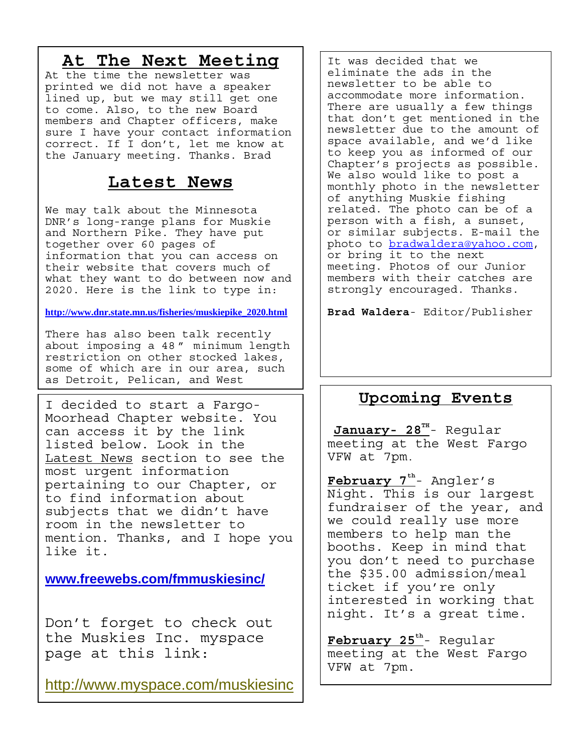## At The Next Meeting

At the time the newsletter was printed we did not have a speaker lined up, but we may still get one to come. Also, to the new Board members and Chapter officers, make sure I have your contact information correct. If I don't, let me know at the January meeting. Thanks. Brad

## Latest News

We may talk about the Minnesota DNR's long-range plans for Muskie and Northern Pike. They have put together over 60 pages of information that you can access on their website that covers much of what they want to do between now and 2020. Here is the link to type in:

**http://www.dnr.state.mn.us/fisheries/muskiepike_2020.html**

There has also been talk recently about imposing a 48" minimum length restriction on other stocked lakes, some of which are in our area, such as Detroit, Pelican, and West

I decided to start a Fargo-Moorhead Chapter website. You can access it by the link listed below. Look in the Latest News section to see the most urgent information pertaining to our Chapter, or to find information about subjects that we didn't have room in the newsletter to mention. Thanks, and I hope you like it.

**www.freewebs.com/fmmuskiesinc/**

Don't forget to check out the Muskies Inc. myspace page at this link:

http://www.myspace.com/muskiesinc

It was decided that we eliminate the ads in the newsletter to be able to accommodate more information. There are usually a few things that don't get mentioned in the newsletter due to the amount of space available, and we'd like to keep you as informed of our Chapter's projects as possible. We also would like to post a monthly photo in the newsletter of anything Muskie fishing related. The photo can be of a person with a fish, a sunset, or similar subjects. E-mail the photo to bradwaldera@yahoo.com, or bring it to the next meeting. Photos of our Junior members with their catches are strongly encouraged. Thanks.

**Brad Waldera**- Editor/Publisher

## Upcoming Events

**January- 28TH**- Regular meeting at the West Fargo VFW at 7pm.

**February 7th**- Angler's Night. This is our largest fundraiser of the year, and we could really use more members to help man the booths. Keep in mind that you don't need to purchase the $35.00 admission/meal ticket if you're only interested in working that night. It's a great time.

**February 25th**- Regular meeting at the West Fargo VFW at 7pm.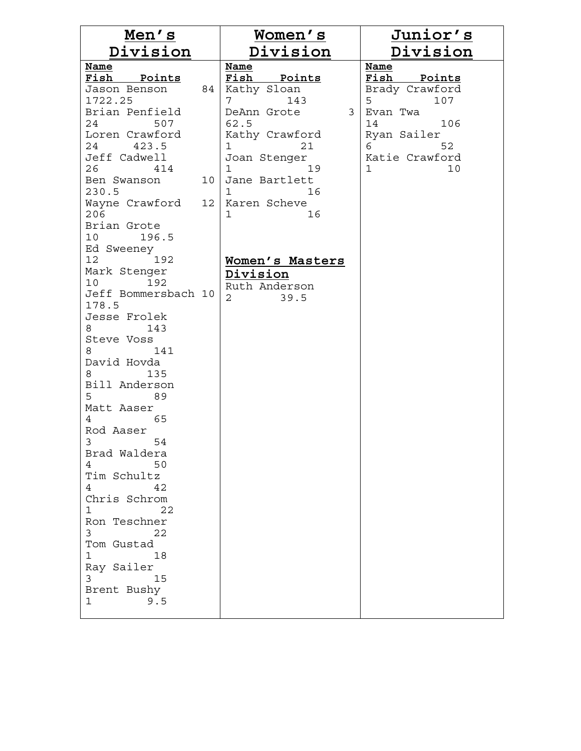## Men's Division

| Name | Fish | Points |
|---|---|---|
| Jason Benson | 84 | 1722.25 |
| Brian Penfield | 24 | 507 |
| Loren Crawford | 24 | 423.5 |
| Jeff Cadwell | 26 | 414 |
| Ben Swanson | 10 | 230.5 |
| Wayne Crawford | 12 | 206 |
| Brian Grote | 10 | 196.5 |
| Ed Sweeney | 12 | 192 |
| Mark Stenger | 10 | 192 |
| Jeff Bommersbach | 10 | 178.5 |
| Jesse Frolek | 8 | 143 |
| Steve Voss | 8 | 141 |
| David Hovda | 8 | 135 |
| Bill Anderson | 5 | 89 |
| Matt Aaser | 4 | 65 |
| Rod Aaser | 3 | 54 |
| Brad Waldera | 4 | 50 |
| Tim Schultz | 4 | 42 |
| Chris Schrom | 1 | 22 |
| Ron Teschner | 3 | 22 |
| Tom Gustad | 1 | 18 |
| Ray Sailer | 3 | 15 |
| Brent Bushy | 1 | 9.5 |

## Women's Division

| Name | Fish | Points |
|---|---|---|
| Kathy Sloan | 7 | 143 |
| DeAnn Grote | 3 | 62.5 |
| Kathy Crawford | 1 | 21 |
| Joan Stenger | 1 | 19 |
| Jane Bartlett | 1 | 16 |
| Karen Scheve | 1 | 16 |

### Women's Masters Division

| Name | Fish | Points |
|---|---|---|
| Ruth Anderson | 2 | 39.5 |

## Junior's Division

| Name | Fish | Points |
|---|---|---|
| Brady Crawford | 5 | 107 |
| Evan Twa | 14 | 106 |
| Ryan Sailer | 6 | 52 |
| Katie Crawford | 1 | 10 |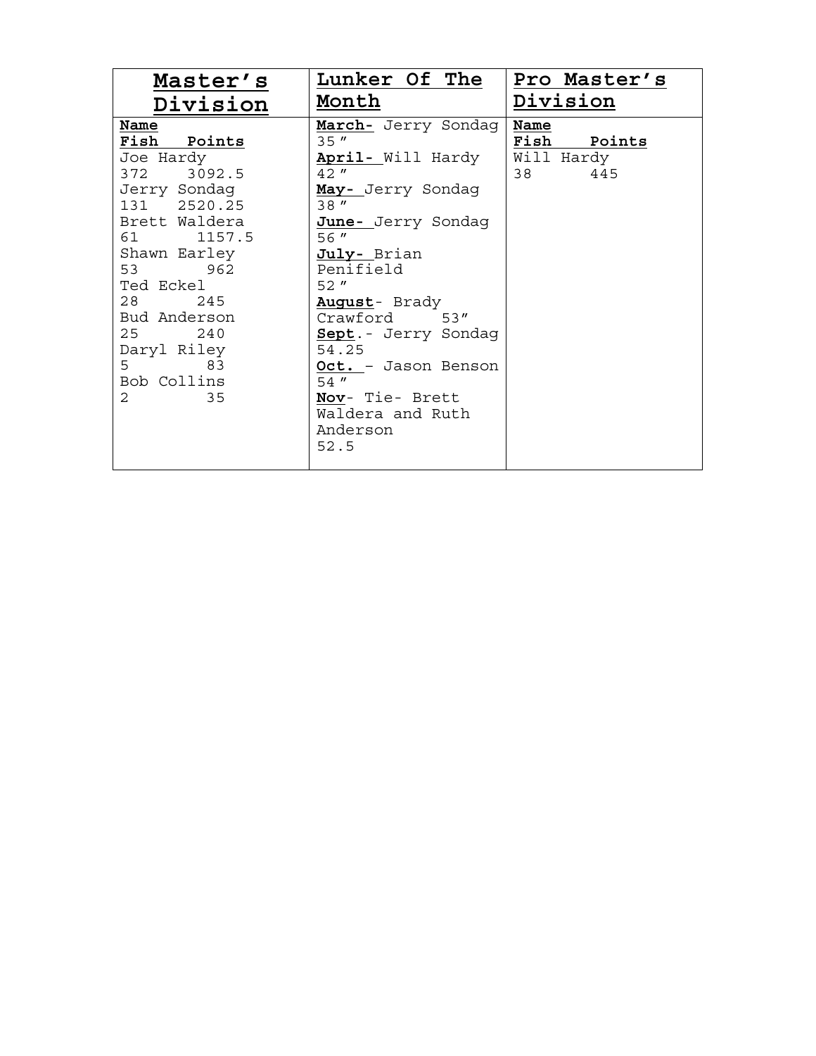| Master's Division | Lunker Of The Month | Pro Master's Division |
| --- | --- | --- |
| **Name**<br>**Fish Points**<br>Joe Hardy<br>372 3092.5<br>Jerry Sondag<br>131 2520.25<br>Brett Waldera<br>61 1157.5<br>Shawn Earley<br>53 962<br>Ted Eckel<br>28 245<br>Bud Anderson<br>25 240<br>Daryl Riley<br>5 83<br>Bob Collins<br>2 35 | **March-** Jerry Sondag 35"<br>**April-** Will Hardy 42"<br>**May-** Jerry Sondag 38"<br>**June-** Jerry Sondag 56"<br>**July-** Brian Penifield 52"<br>**August**- Brady Crawford 53"<br>**Sept**.- Jerry Sondag 54.25<br>**Oct.** - Jason Benson 54"<br>**Nov**- Tie- Brett Waldera and Ruth Anderson 52.5 | **Name**<br>**Fish Points**<br>Will Hardy<br>38 445 |